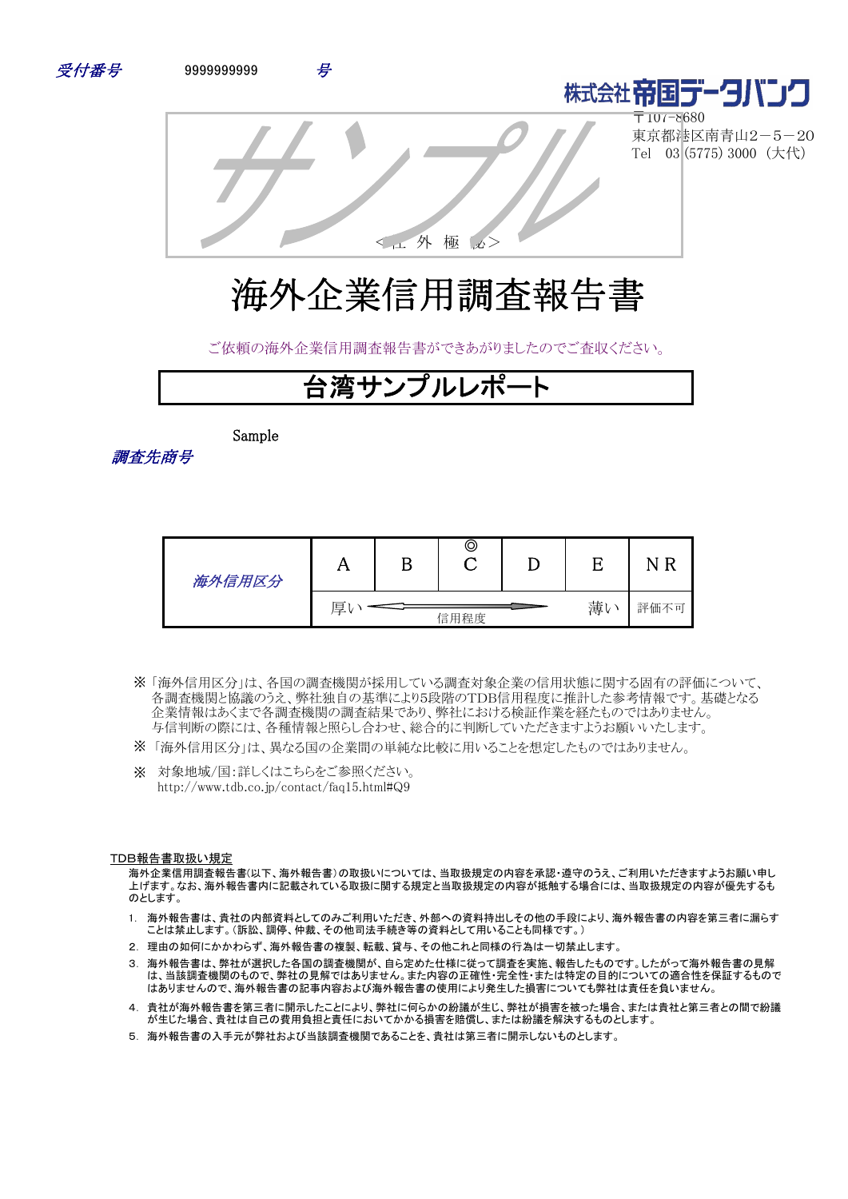受付番号　9999999999　号

株式会社帝国データバンク
〒107-8680
東京都港区南青山2－5－20
Tel　03 (5775) 3000（大代）

サンプル

＜社 外 極 秘＞

# 海外企業信用調査報告書

ご依頼の海外企業信用調査報告書ができあがりましたのでご査収ください。

## 台湾サンプルレポート

調査先商号　Sample

| 海外信用区分 | A | B | ◎ C | D | E | NR |
|---|---|---|---|---|---|---|
| | 厚い | ← 信用程度 → | | | 薄い | 評価不可 |

※「海外信用区分」は、各国の調査機関が採用している調査対象企業の信用状態に関する固有の評価について、各調査機関と協議のうえ、弊社独自の基準により5段階のTDB信用程度に推計した参考情報です。基礎となる企業情報はあくまで各調査機関の調査結果であり、弊社における検証作業を経たものではありません。与信判断の際には、各種情報と照らし合わせ、総合的に判断していただきますようお願いいたします。

※「海外信用区分」は、異なる国の企業間の単純な比較に用いることを想定したものではありません。

※ 対象地域/国:詳しくはこちらをご参照ください。
http://www.tdb.co.jp/contact/faq15.html#Q9

### TDB報告書取扱い規定

海外企業信用調査報告書(以下、海外報告書)の取扱いについては、当取扱規定の内容を承認・遵守のうえ、ご利用いただきますようお願い申し上げます。なお、海外報告書内に記載されている取扱に関する規定と当取扱規定の内容が抵触する場合には、当取扱規定の内容が優先するものとします。

1. 海外報告書は、貴社の内部資料としてのみご利用いただき、外部への資料持出しその他の手段により、海外報告書の内容を第三者に漏らすことは禁止します。(訴訟、調停、仲裁、その他司法手続き等の資料として用いることも同様です。)
2. 理由の如何にかかわらず、海外報告書の複製、転載、貸与、その他これと同様の行為は一切禁止します。
3. 海外報告書は、弊社が選択した各国の調査機関が、自ら定めた仕様に従って調査を実施、報告したものです。したがって海外報告書の見解は、当該調査機関のもので、弊社の見解ではありません。また内容の正確性・完全性・または特定の目的についての適合性を保証するものではありませんので、海外報告書の記事内容および海外報告書の使用により発生した損害についても弊社は責任を負いません。
4. 貴社が海外報告書を第三者に開示したことにより、弊社に何らかの紛議が生じ、弊社が損害を被った場合、または貴社と第三者との間で紛議が生じた場合、貴社は自己の費用負担と責任においてかかる損害を賠償し、または紛議を解決するものとします。
5. 海外報告書の入手元が弊社および当該調査機関であることを、貴社は第三者に開示しないものとします。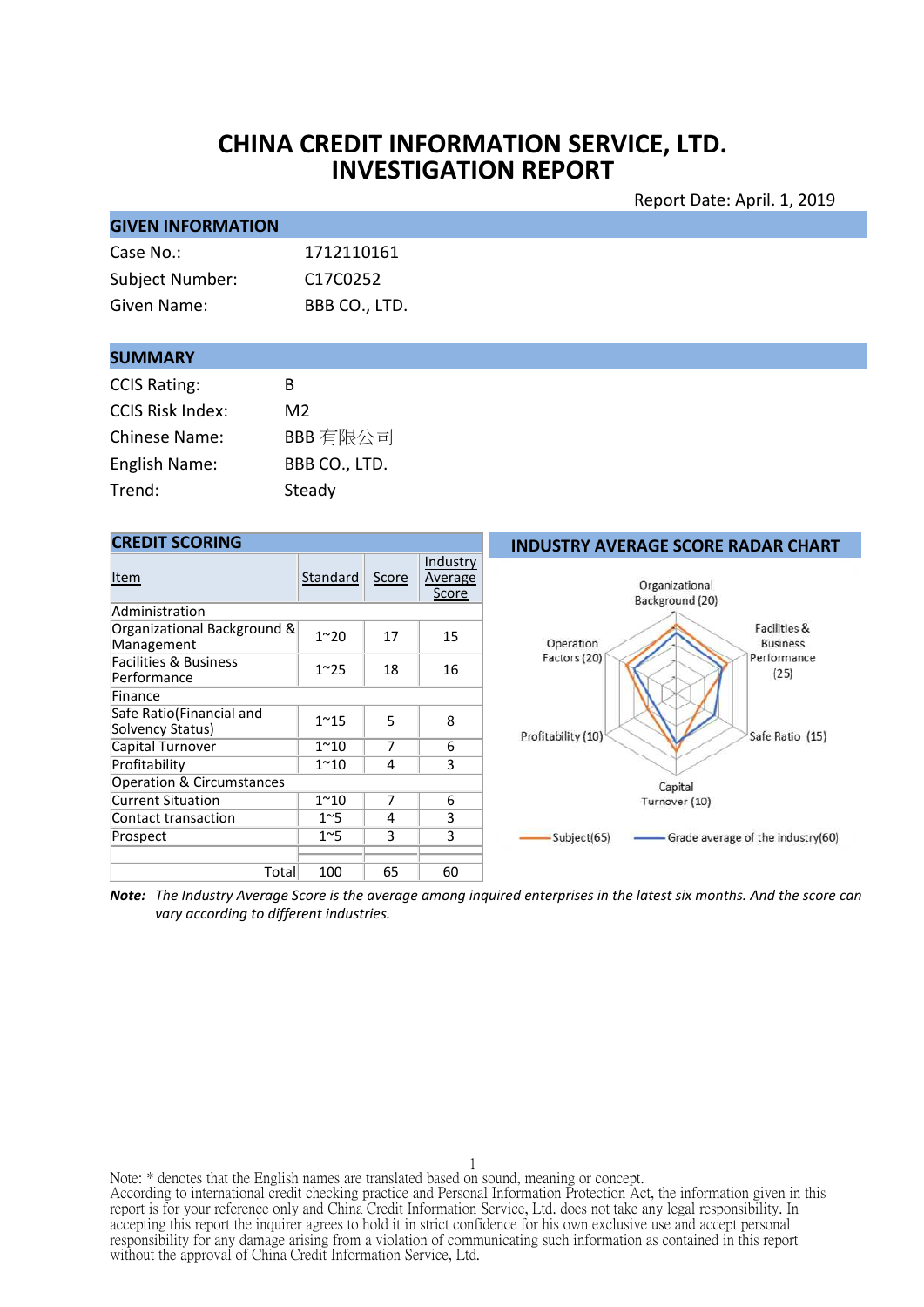# CHINA CREDIT INFORMATION SERVICE, LTD.
# INVESTIGATION REPORT

Report Date: April. 1, 2019

## GIVEN INFORMATION

| | |
|---|---|
| Case No.: | 1712110161 |
| Subject Number: | C17C0252 |
| Given Name: | BBB CO., LTD. |

## SUMMARY

| | |
|---|---|
| CCIS Rating: | B |
| CCIS Risk Index: | M2 |
| Chinese Name: | BBB 有限公司 |
| English Name: | BBB CO., LTD. |
| Trend: | Steady |

## CREDIT SCORING

| Item | Standard | Score | Industry Average Score |
|---|---|---|---|
| Administration | | | |
| Organizational Background & Management | 1~20 | 17 | 15 |
| Facilities & Business Performance | 1~25 | 18 | 16 |
| Finance | | | |
| Safe Ratio(Financial and Solvency Status) | 1~15 | 5 | 8 |
| Capital Turnover | 1~10 | 7 | 6 |
| Profitability | 1~10 | 4 | 3 |
| Operation & Circumstances | | | |
| Current Situation | 1~10 | 7 | 6 |
| Contact transaction | 1~5 | 4 | 3 |
| Prospect | 1~5 | 3 | 3 |
| Total | 100 | 65 | 60 |

## INDUSTRY AVERAGE SCORE RADAR CHART

Organizational Background (20); Facilities & Business Performance (25); Safe Ratio (15); Capital Turnover (10); Profitability (10); Operation Factors (20)

Subject(65) — Grade average of the industry(60)

**Note:** *The Industry Average Score is the average among inquired enterprises in the latest six months. And the score can vary according to different industries.*

Note: * denotes that the English names are translated based on sound, meaning or concept.
According to international credit checking practice and Personal Information Protection Act, the information given in this report is for your reference only and China Credit Information Service, Ltd. does not take any legal responsibility. In accepting this report the inquirer agrees to hold it in strict confidence for his own exclusive use and accept personal responsibility for any damage arising from a violation of communicating such information as contained in this report without the approval of China Credit Information Service, Ltd.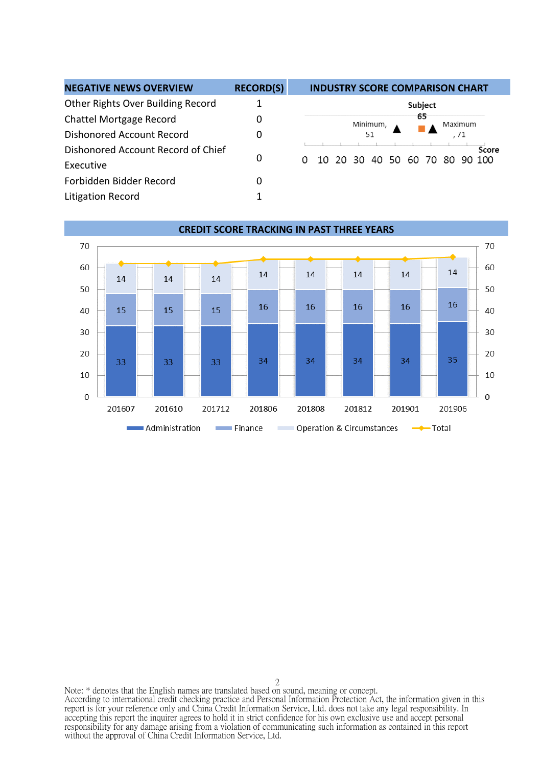| NEGATIVE NEWS OVERVIEW | RECORD(S) |
| --- | --- |
| Other Rights Over Building Record | 1 |
| Chattel Mortgage Record | 0 |
| Dishonored Account Record | 0 |
| Dishonored Account Record of Chief Executive | 0 |
| Forbidden Bidder Record | 0 |
| Litigation Record | 1 |

## INDUSTRY SCORE COMPARISON CHART

| | Score |
| --- | --- |
| Minimum | 51 |
| Subject | 65 |
| Maximum | 71 |

## CREDIT SCORE TRACKING IN PAST THREE YEARS

| Period | Administration | Finance | Operation & Circumstances |
| --- | --- | --- | --- |
| 201607 | 33 | 15 | 14 |
| 201610 | 33 | 15 | 14 |
| 201712 | 33 | 15 | 14 |
| 201806 | 34 | 16 | 14 |
| 201808 | 34 | 16 | 14 |
| 201812 | 34 | 16 | 14 |
| 201901 | 34 | 16 | 14 |
| 201906 | 35 | 16 | 14 |

Note: * denotes that the English names are translated based on sound, meaning or concept.
According to international credit checking practice and Personal Information Protection Act, the information given in this report is for your reference only and China Credit Information Service, Ltd. does not take any legal responsibility. In accepting this report the inquirer agrees to hold it in strict confidence for his own exclusive use and accept personal responsibility for any damage arising from a violation of communicating such information as contained in this report without the approval of China Credit Information Service, Ltd.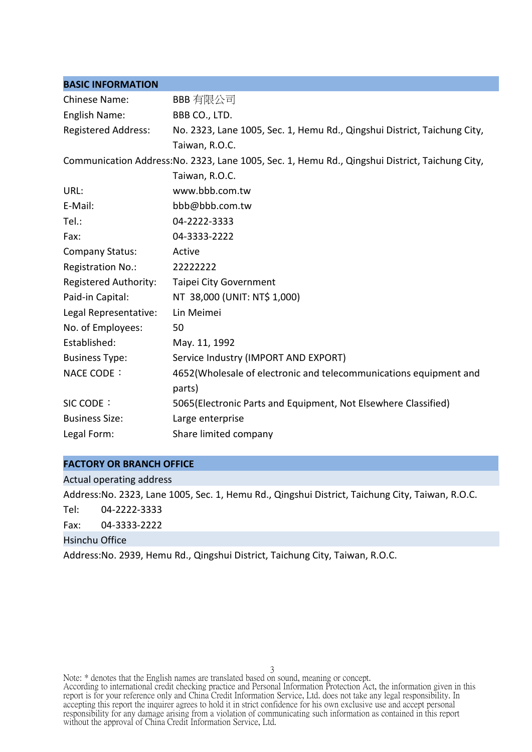## BASIC INFORMATION

| | |
|---|---|
| Chinese Name: | BBB 有限公司 |
| English Name: | BBB CO., LTD. |
| Registered Address: | No. 2323, Lane 1005, Sec. 1, Hemu Rd., Qingshui District, Taichung City, Taiwan, R.O.C. |
| Communication Address: | No. 2323, Lane 1005, Sec. 1, Hemu Rd., Qingshui District, Taichung City, Taiwan, R.O.C. |
| URL: | www.bbb.com.tw |
| E-Mail: | bbb@bbb.com.tw |
| Tel.: | 04-2222-3333 |
| Fax: | 04-3333-2222 |
| Company Status: | Active |
| Registration No.: | 22222222 |
| Registered Authority: | Taipei City Government |
| Paid-in Capital: | NT 38,000 (UNIT: NT$ 1,000) |
| Legal Representative: | Lin Meimei |
| No. of Employees: | 50 |
| Established: | May. 11, 1992 |
| Business Type: | Service Industry (IMPORT AND EXPORT) |
| NACE CODE： | 4652(Wholesale of electronic and telecommunications equipment and parts) |
| SIC CODE： | 5065(Electronic Parts and Equipment, Not Elsewhere Classified) |
| Business Size: | Large enterprise |
| Legal Form: | Share limited company |

## FACTORY OR BRANCH OFFICE

**Actual operating address**

Address:No. 2323, Lane 1005, Sec. 1, Hemu Rd., Qingshui District, Taichung City, Taiwan, R.O.C.

Tel: 04-2222-3333

Fax: 04-3333-2222

**Hsinchu Office**

Address:No. 2939, Hemu Rd., Qingshui District, Taichung City, Taiwan, R.O.C.

Note: * denotes that the English names are translated based on sound, meaning or concept.
According to international credit checking practice and Personal Information Protection Act, the information given in this report is for your reference only and China Credit Information Service, Ltd. does not take any legal responsibility. In accepting this report the inquirer agrees to hold it in strict confidence for his own exclusive use and accept personal responsibility for any damage arising from a violation of communicating such information as contained in this report without the approval of China Credit Information Service, Ltd.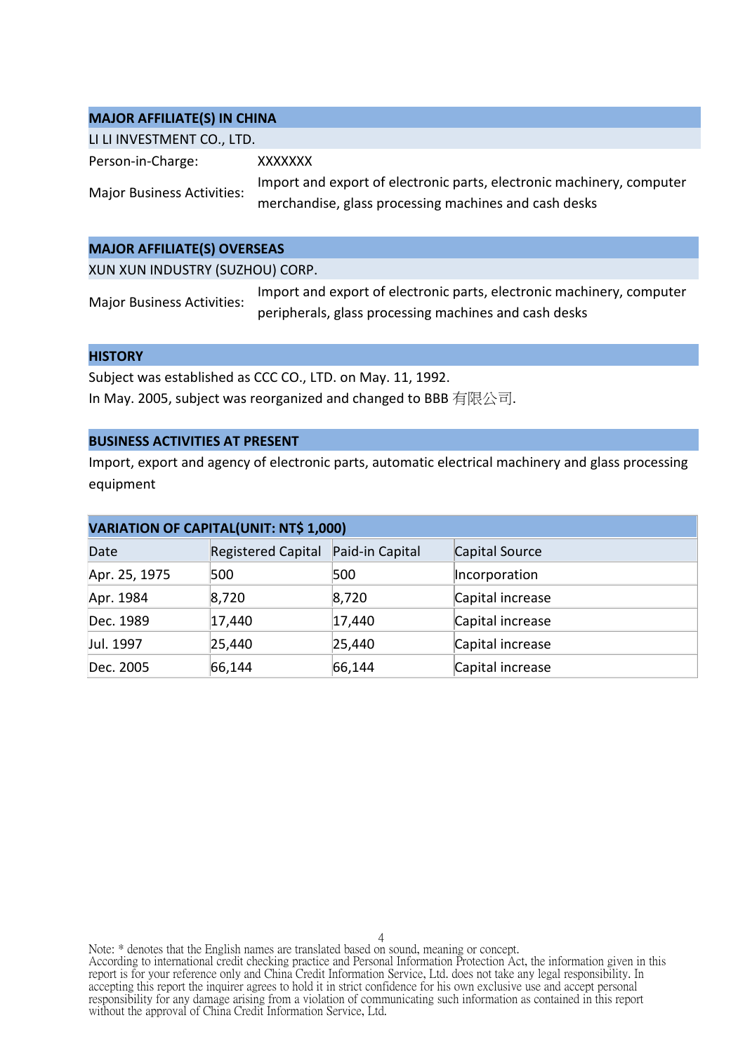## MAJOR AFFILIATE(S) IN CHINA

LI LI INVESTMENT CO., LTD.

| | |
|---|---|
| Person-in-Charge: | XXXXXXX |
| Major Business Activities: | Import and export of electronic parts, electronic machinery, computer merchandise, glass processing machines and cash desks |

## MAJOR AFFILIATE(S) OVERSEAS

XUN XUN INDUSTRY (SUZHOU) CORP.

| | |
|---|---|
| Major Business Activities: | Import and export of electronic parts, electronic machinery, computer peripherals, glass processing machines and cash desks |

## HISTORY

Subject was established as CCC CO., LTD. on May. 11, 1992.

In May. 2005, subject was reorganized and changed to BBB 有限公司.

## BUSINESS ACTIVITIES AT PRESENT

Import, export and agency of electronic parts, automatic electrical machinery and glass processing equipment

## VARIATION OF CAPITAL(UNIT: NT$ 1,000)

| Date | Registered Capital | Paid-in Capital | Capital Source |
|---|---|---|---|
| Apr. 25, 1975 | 500 | 500 | Incorporation |
| Apr. 1984 | 8,720 | 8,720 | Capital increase |
| Dec. 1989 | 17,440 | 17,440 | Capital increase |
| Jul. 1997 | 25,440 | 25,440 | Capital increase |
| Dec. 2005 | 66,144 | 66,144 | Capital increase |

Note: * denotes that the English names are translated based on sound, meaning or concept.
According to international credit checking practice and Personal Information Protection Act, the information given in this report is for your reference only and China Credit Information Service, Ltd. does not take any legal responsibility. In accepting this report the inquirer agrees to hold it in strict confidence for his own exclusive use and accept personal responsibility for any damage arising from a violation of communicating such information as contained in this report without the approval of China Credit Information Service, Ltd.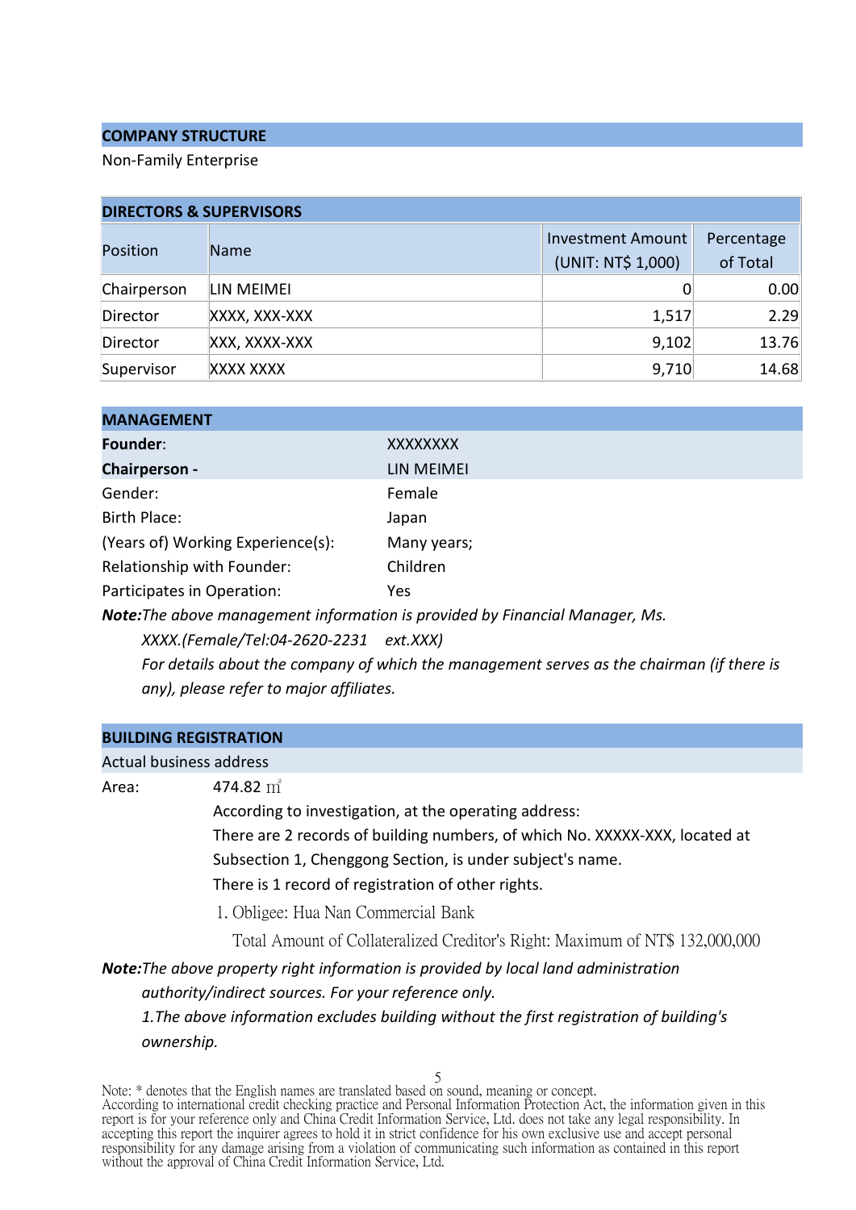## COMPANY STRUCTURE

Non-Family Enterprise

## DIRECTORS & SUPERVISORS

| Position | Name | Investment Amount (UNIT: NT$ 1,000) | Percentage of Total |
|---|---|---|---|
| Chairperson | LIN MEIMEI | 0 | 0.00 |
| Director | XXXX, XXX-XXX | 1,517 | 2.29 |
| Director | XXX, XXXX-XXX | 9,102 | 13.76 |
| Supervisor | XXXX XXXX | 9,710 | 14.68 |

## MANAGEMENT

**Founder**: XXXXXXXX

**Chairperson -** LIN MEIMEI

Gender: Female

Birth Place: Japan

(Years of) Working Experience(s): Many years;

Relationship with Founder: Children

Participates in Operation: Yes

***Note:****The above management information is provided by Financial Manager, Ms. XXXX.(Female/Tel:04-2620-2231 ext.XXX)*

*For details about the company of which the management serves as the chairman (if there is any), please refer to major affiliates.*

## BUILDING REGISTRATION

Actual business address

Area: 474.82 ㎡

According to investigation, at the operating address:

There are 2 records of building numbers, of which No. XXXXX-XXX, located at Subsection 1, Chenggong Section, is under subject's name.

There is 1 record of registration of other rights.

1. Obligee: Hua Nan Commercial Bank

   Total Amount of Collateralized Creditor's Right: Maximum of NT$ 132,000,000

***Note:****The above property right information is provided by local land administration authority/indirect sources. For your reference only.*

*1.The above information excludes building without the first registration of building's ownership.*

Note: * denotes that the English names are translated based on sound, meaning or concept.
According to international credit checking practice and Personal Information Protection Act, the information given in this report is for your reference only and China Credit Information Service, Ltd. does not take any legal responsibility. In accepting this report the inquirer agrees to hold it in strict confidence for his own exclusive use and accept personal responsibility for any damage arising from a violation of communicating such information as contained in this report without the approval of China Credit Information Service, Ltd.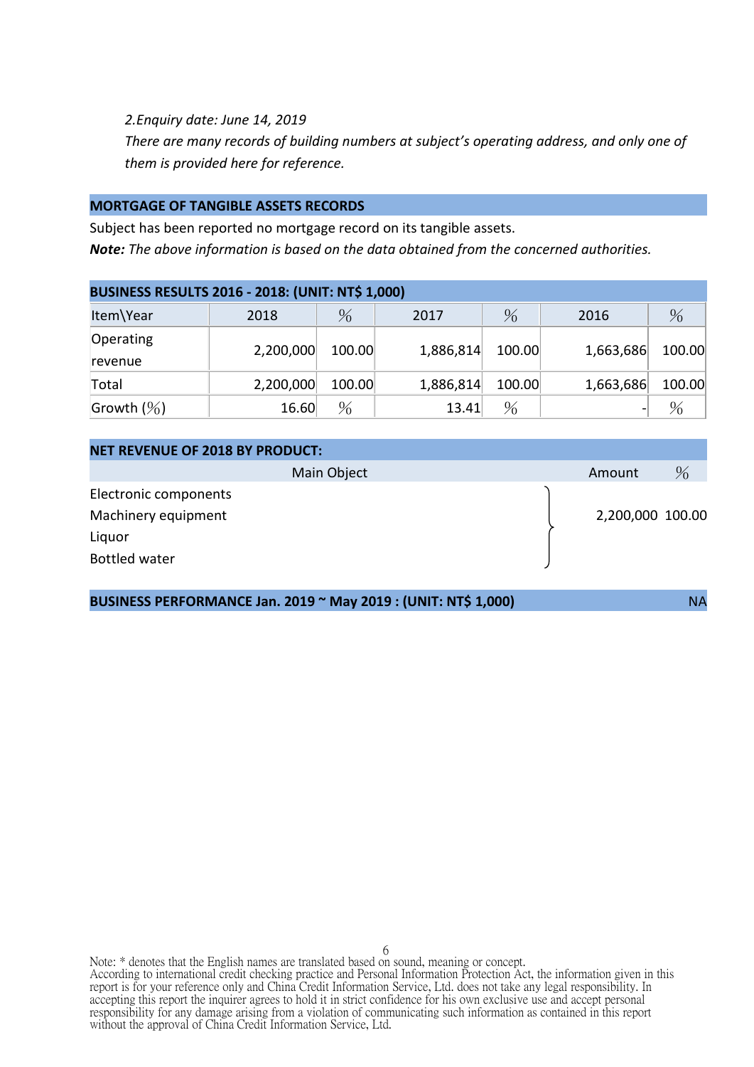*2.Enquiry date: June 14, 2019*

*There are many records of building numbers at subject's operating address, and only one of them is provided here for reference.*

## MORTGAGE OF TANGIBLE ASSETS RECORDS

Subject has been reported no mortgage record on its tangible assets.

***Note:*** *The above information is based on the data obtained from the concerned authorities.*

## BUSINESS RESULTS 2016 - 2018: (UNIT: NT$ 1,000)

| Item\Year | 2018 | % | 2017 | % | 2016 | % |
|---|---|---|---|---|---|---|
| Operating revenue | 2,200,000 | 100.00 | 1,886,814 | 100.00 | 1,663,686 | 100.00 |
| Total | 2,200,000 | 100.00 | 1,886,814 | 100.00 | 1,663,686 | 100.00 |
| Growth (%) | 16.60 | % | 13.41 | % | - | % |

## NET REVENUE OF 2018 BY PRODUCT:

| Main Object | Amount | % |
|---|---|---|
| Electronic components<br>Machinery equipment<br>Liquor<br>Bottled water | 2,200,000 | 100.00 |

## BUSINESS PERFORMANCE Jan. 2019 ~ May 2019 : (UNIT: NT$ 1,000) NA

Note: * denotes that the English names are translated based on sound, meaning or concept.
According to international credit checking practice and Personal Information Protection Act, the information given in this report is for your reference only and China Credit Information Service, Ltd. does not take any legal responsibility. In accepting this report the inquirer agrees to hold it in strict confidence for his own exclusive use and accept personal responsibility for any damage arising from a violation of communicating such information as contained in this report without the approval of China Credit Information Service, Ltd.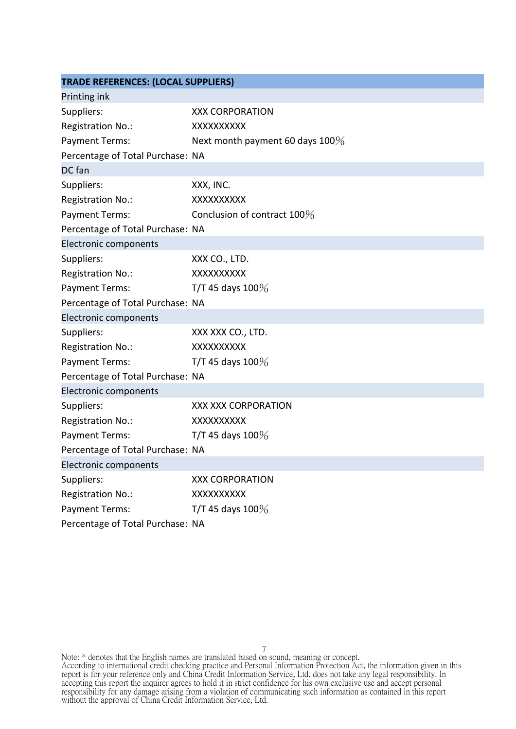| TRADE REFERENCES: (LOCAL SUPPLIERS) | |
|---|---|
| Printing ink | |
| Suppliers: | XXX CORPORATION |
| Registration No.: | XXXXXXXXXX |
| Payment Terms: | Next month payment 60 days 100％ |
| Percentage of Total Purchase: | NA |
| DC fan | |
| Suppliers: | XXX, INC. |
| Registration No.: | XXXXXXXXXX |
| Payment Terms: | Conclusion of contract 100％ |
| Percentage of Total Purchase: | NA |
| Electronic components | |
| Suppliers: | XXX CO., LTD. |
| Registration No.: | XXXXXXXXXX |
| Payment Terms: | T/T 45 days 100％ |
| Percentage of Total Purchase: | NA |
| Electronic components | |
| Suppliers: | XXX XXX CO., LTD. |
| Registration No.: | XXXXXXXXXX |
| Payment Terms: | T/T 45 days 100％ |
| Percentage of Total Purchase: | NA |
| Electronic components | |
| Suppliers: | XXX XXX CORPORATION |
| Registration No.: | XXXXXXXXXX |
| Payment Terms: | T/T 45 days 100％ |
| Percentage of Total Purchase: | NA |
| Electronic components | |
| Suppliers: | XXX CORPORATION |
| Registration No.: | XXXXXXXXXX |
| Payment Terms: | T/T 45 days 100％ |
| Percentage of Total Purchase: | NA |

Note: * denotes that the English names are translated based on sound, meaning or concept.
According to international credit checking practice and Personal Information Protection Act, the information given in this report is for your reference only and China Credit Information Service, Ltd. does not take any legal responsibility. In accepting this report the inquirer agrees to hold it in strict confidence for his own exclusive use and accept personal responsibility for any damage arising from a violation of communicating such information as contained in this report without the approval of China Credit Information Service, Ltd.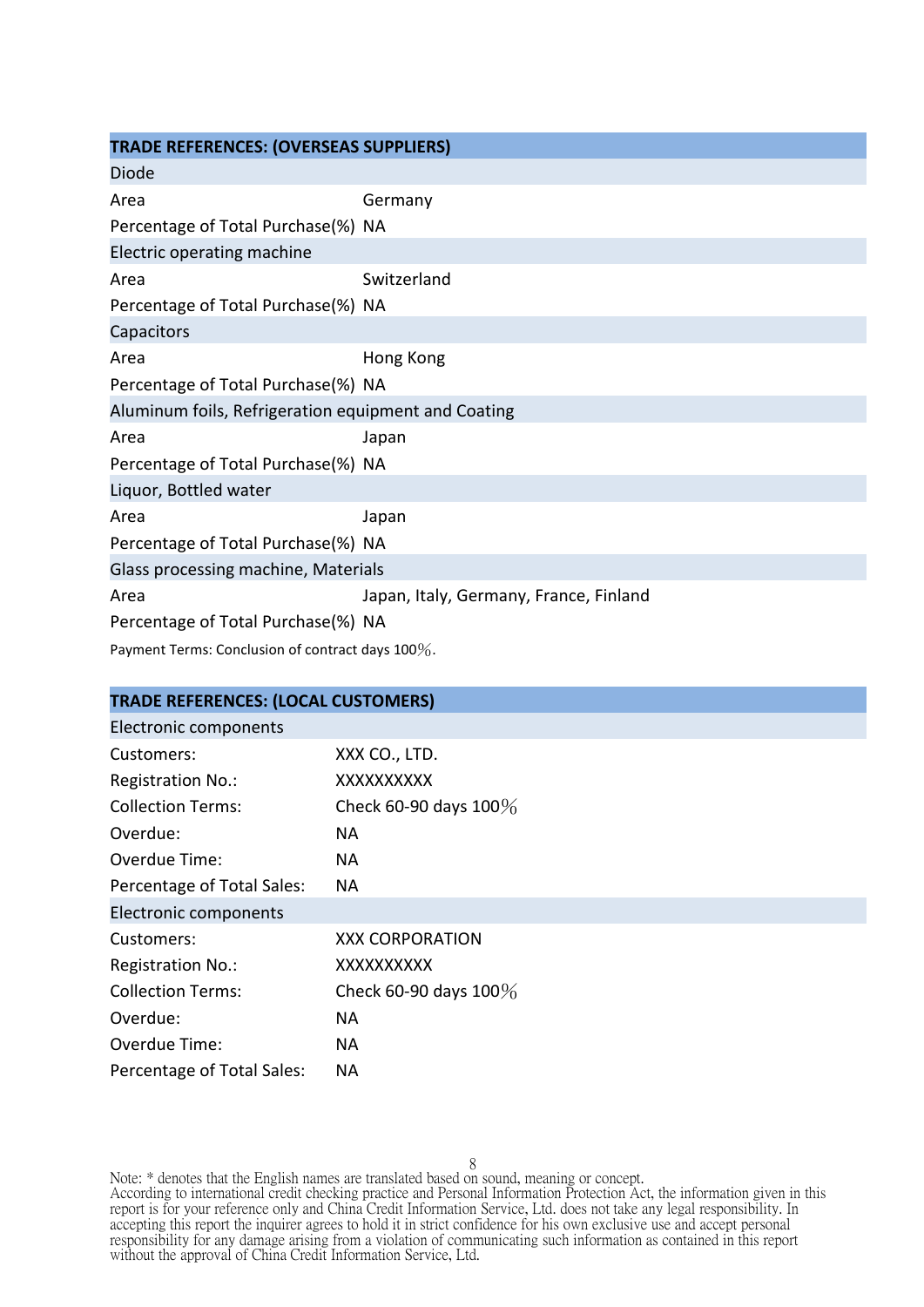## TRADE REFERENCES: (OVERSEAS SUPPLIERS)

| Diode | |
|---|---|
| Area | Germany |
| Percentage of Total Purchase(%) | NA |
| **Electric operating machine** | |
| Area | Switzerland |
| Percentage of Total Purchase(%) | NA |
| **Capacitors** | |
| Area | Hong Kong |
| Percentage of Total Purchase(%) | NA |
| **Aluminum foils, Refrigeration equipment and Coating** | |
| Area | Japan |
| Percentage of Total Purchase(%) | NA |
| **Liquor, Bottled water** | |
| Area | Japan |
| Percentage of Total Purchase(%) | NA |
| **Glass processing machine, Materials** | |
| Area | Japan, Italy, Germany, France, Finland |
| Percentage of Total Purchase(%) | NA |

Payment Terms: Conclusion of contract days 100%.

## TRADE REFERENCES: (LOCAL CUSTOMERS)

| Electronic components | |
|---|---|
| Customers: | XXX CO., LTD. |
| Registration No.: | XXXXXXXXXX |
| Collection Terms: | Check 60-90 days 100% |
| Overdue: | NA |
| Overdue Time: | NA |
| Percentage of Total Sales: | NA |
| **Electronic components** | |
| Customers: | XXX CORPORATION |
| Registration No.: | XXXXXXXXXX |
| Collection Terms: | Check 60-90 days 100% |
| Overdue: | NA |
| Overdue Time: | NA |
| Percentage of Total Sales: | NA |

Note: * denotes that the English names are translated based on sound, meaning or concept.
According to international credit checking practice and Personal Information Protection Act, the information given in this report is for your reference only and China Credit Information Service, Ltd. does not take any legal responsibility. In accepting this report the inquirer agrees to hold it in strict confidence for his own exclusive use and accept personal responsibility for any damage arising from a violation of communicating such information as contained in this report without the approval of China Credit Information Service, Ltd.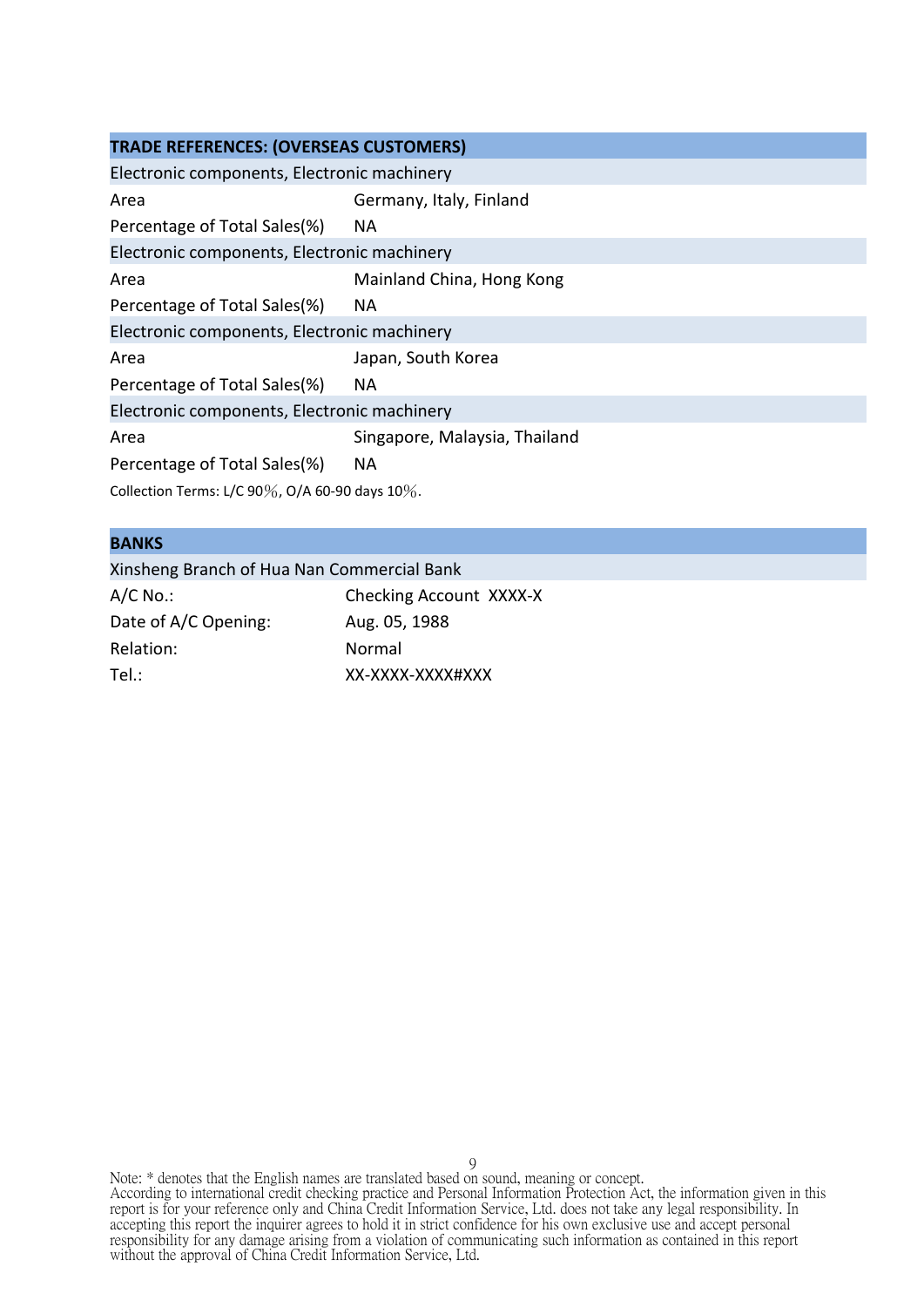## TRADE REFERENCES: (OVERSEAS CUSTOMERS)

| Electronic components, Electronic machinery | |
|---|---|
| Area | Germany, Italy, Finland |
| Percentage of Total Sales(%) | NA |

| Electronic components, Electronic machinery | |
|---|---|
| Area | Mainland China, Hong Kong |
| Percentage of Total Sales(%) | NA |

| Electronic components, Electronic machinery | |
|---|---|
| Area | Japan, South Korea |
| Percentage of Total Sales(%) | NA |

| Electronic components, Electronic machinery | |
|---|---|
| Area | Singapore, Malaysia, Thailand |
| Percentage of Total Sales(%) | NA |

Collection Terms: L/C 90％, O/A 60-90 days 10％.

## BANKS

| Xinsheng Branch of Hua Nan Commercial Bank | |
|---|---|
| A/C No.: | Checking Account XXXX-X |
| Date of A/C Opening: | Aug. 05, 1988 |
| Relation: | Normal |
| Tel.: | XX-XXXX-XXXX#XXX |

Note: * denotes that the English names are translated based on sound, meaning or concept.
According to international credit checking practice and Personal Information Protection Act, the information given in this report is for your reference only and China Credit Information Service, Ltd. does not take any legal responsibility. In accepting this report the inquirer agrees to hold it in strict confidence for his own exclusive use and accept personal responsibility for any damage arising from a violation of communicating such information as contained in this report without the approval of China Credit Information Service, Ltd.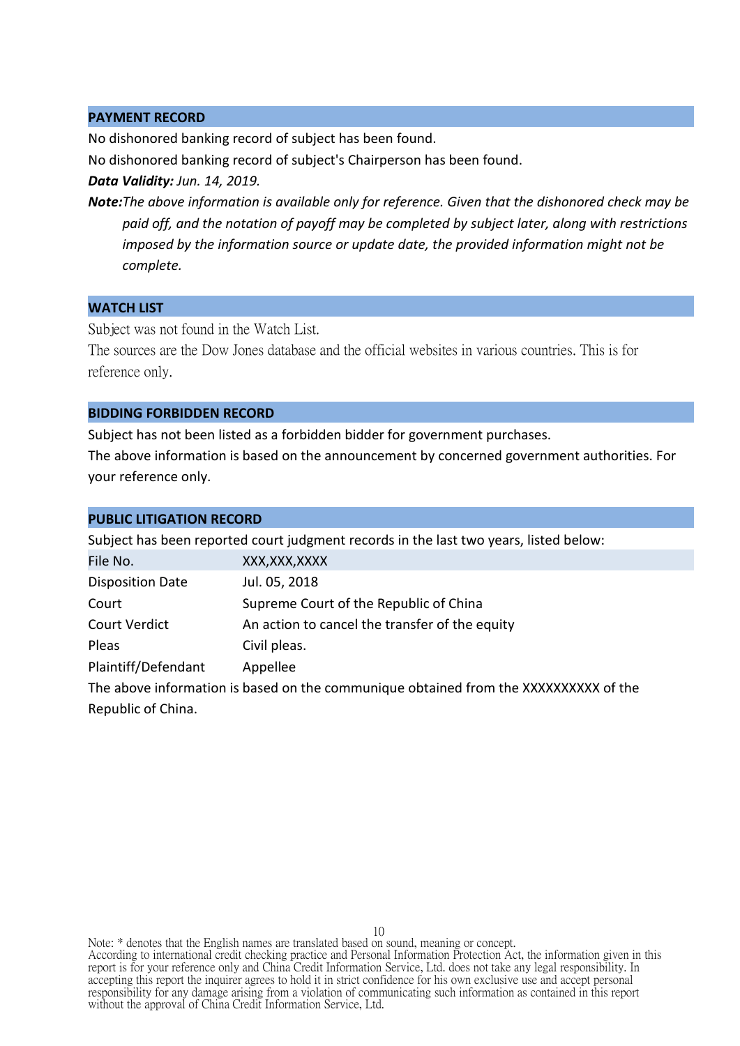## PAYMENT RECORD

No dishonored banking record of subject has been found.

No dishonored banking record of subject's Chairperson has been found.

***Data Validity:*** *Jun. 14, 2019.*

***Note:*** *The above information is available only for reference. Given that the dishonored check may be paid off, and the notation of payoff may be completed by subject later, along with restrictions imposed by the information source or update date, the provided information might not be complete.*

## WATCH LIST

Subject was not found in the Watch List.

The sources are the Dow Jones database and the official websites in various countries. This is for reference only.

## BIDDING FORBIDDEN RECORD

Subject has not been listed as a forbidden bidder for government purchases.

The above information is based on the announcement by concerned government authorities. For your reference only.

## PUBLIC LITIGATION RECORD

Subject has been reported court judgment records in the last two years, listed below:

| File No. | XXX,XXX,XXXX |
|---|---|
| Disposition Date | Jul. 05, 2018 |
| Court | Supreme Court of the Republic of China |
| Court Verdict | An action to cancel the transfer of the equity |
| Pleas | Civil pleas. |
| Plaintiff/Defendant | Appellee |

The above information is based on the communique obtained from the XXXXXXXXXX of the Republic of China.

Note: * denotes that the English names are translated based on sound, meaning or concept.
According to international credit checking practice and Personal Information Protection Act, the information given in this report is for your reference only and China Credit Information Service, Ltd. does not take any legal responsibility. In accepting this report the inquirer agrees to hold it in strict confidence for his own exclusive use and accept personal responsibility for any damage arising from a violation of communicating such information as contained in this report without the approval of China Credit Information Service, Ltd.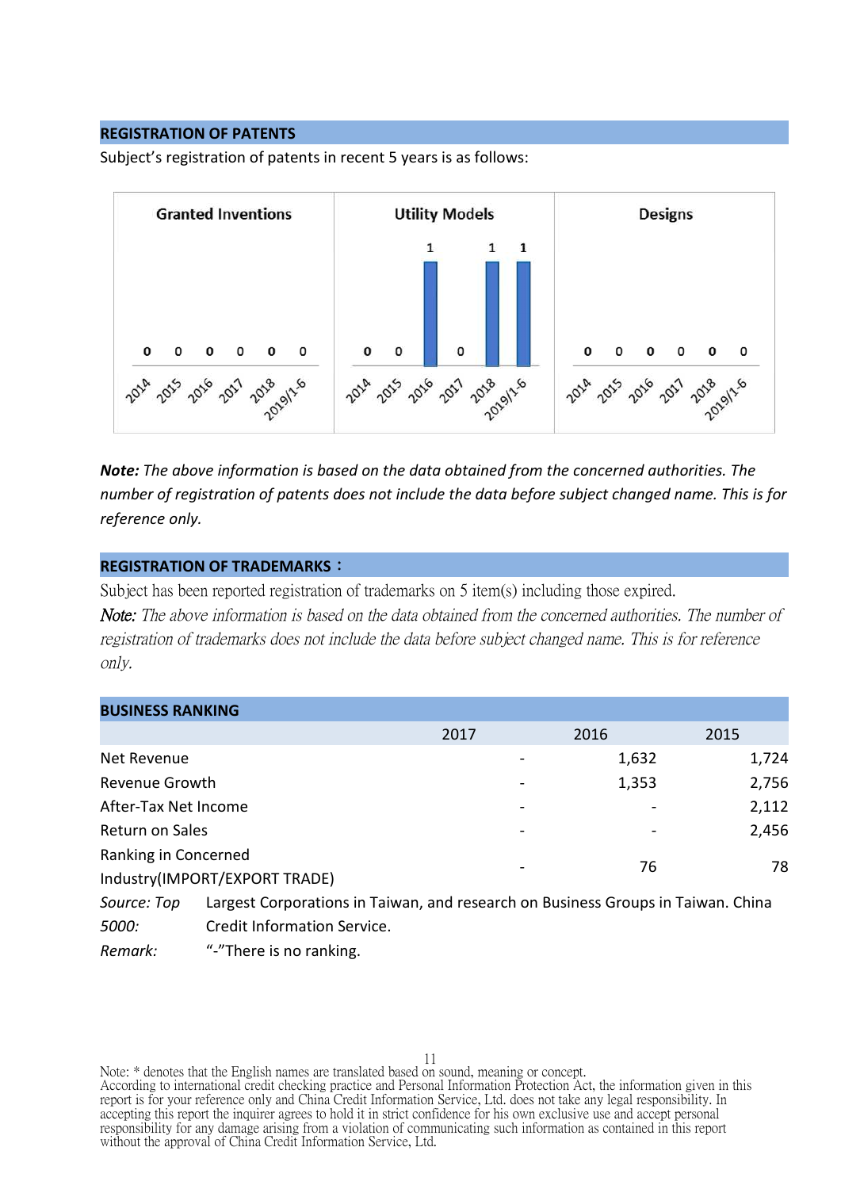## REGISTRATION OF PATENTS

Subject's registration of patents in recent 5 years is as follows:

| | 2014 | 2015 | 2016 | 2017 | 2018 | 2019/1-6 |
|---|---|---|---|---|---|---|
| Granted Inventions | 0 | 0 | 0 | 0 | 0 | 0 |
| Utility Models | 0 | 0 | 1 | 0 | 1 | 1 |
| Designs | 0 | 0 | 0 | 0 | 0 | 0 |

***Note:*** *The above information is based on the data obtained from the concerned authorities. The number of registration of patents does not include the data before subject changed name. This is for reference only.*

## REGISTRATION OF TRADEMARKS：

Subject has been reported registration of trademarks on 5 item(s) including those expired.

*Note: The above information is based on the data obtained from the concerned authorities. The number of registration of trademarks does not include the data before subject changed name. This is for reference only.*

## BUSINESS RANKING

| | 2017 | 2016 | 2015 |
|---|---|---|---|
| Net Revenue | - | 1,632 | 1,724 |
| Revenue Growth | - | 1,353 | 2,756 |
| After-Tax Net Income | - | - | 2,112 |
| Return on Sales | - | - | 2,456 |
| Ranking in Concerned Industry(IMPORT/EXPORT TRADE) | - | 76 | 78 |

*Source: Top 5000:* Largest Corporations in Taiwan, and research on Business Groups in Taiwan. China Credit Information Service.

*Remark:* "-"There is no ranking.

Note: * denotes that the English names are translated based on sound, meaning or concept.
According to international credit checking practice and Personal Information Protection Act, the information given in this report is for your reference only and China Credit Information Service, Ltd. does not take any legal responsibility. In accepting this report the inquirer agrees to hold it in strict confidence for his own exclusive use and accept personal responsibility for any damage arising from a violation of communicating such information as contained in this report without the approval of China Credit Information Service, Ltd.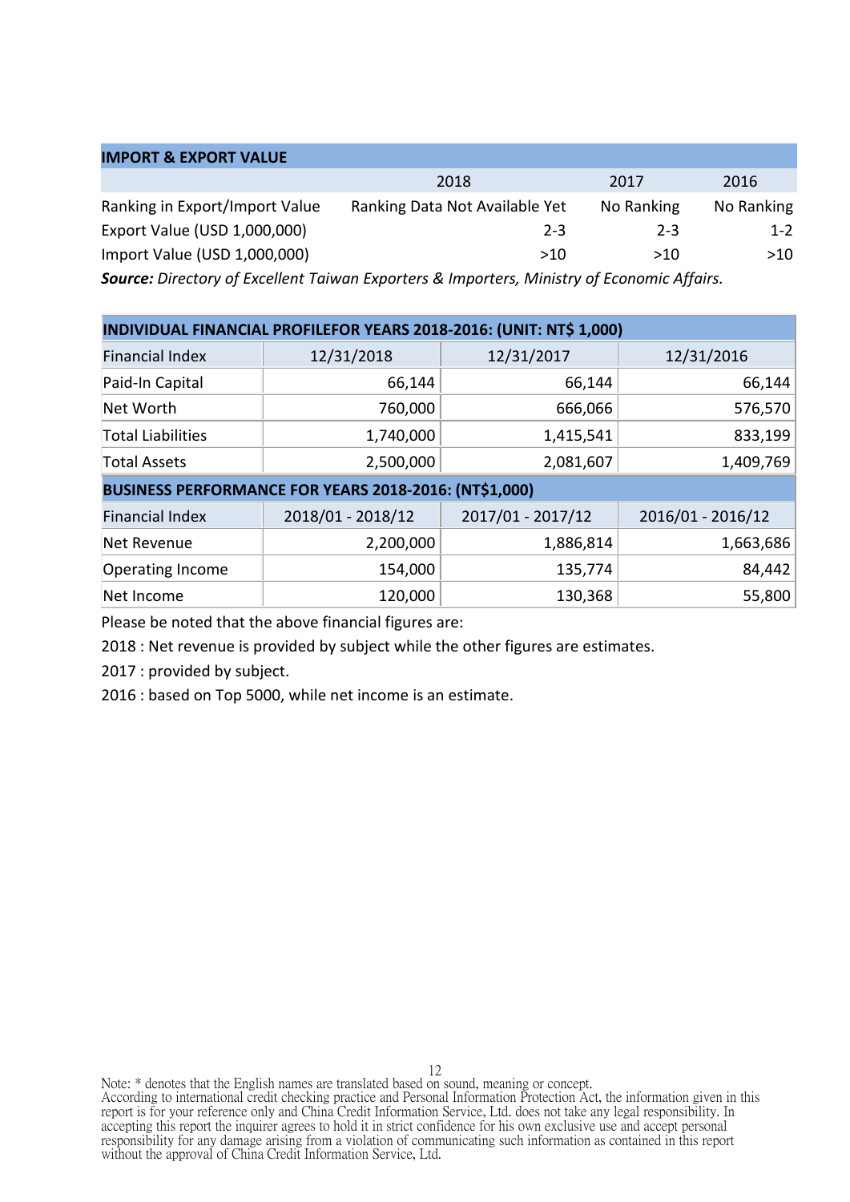## IMPORT & EXPORT VALUE

| | 2018 | 2017 | 2016 |
|---|---|---|---|
| Ranking in Export/Import Value | Ranking Data Not Available Yet | No Ranking | No Ranking |
| Export Value (USD 1,000,000) | 2-3 | 2-3 | 1-2 |
| Import Value (USD 1,000,000) | >10 | >10 | >10 |

***Source:*** *Directory of Excellent Taiwan Exporters & Importers, Ministry of Economic Affairs.*

## INDIVIDUAL FINANCIAL PROFILEFOR YEARS 2018-2016: (UNIT: NT$ 1,000)

| Financial Index | 12/31/2018 | 12/31/2017 | 12/31/2016 |
|---|---|---|---|
| Paid-In Capital | 66,144 | 66,144 | 66,144 |
| Net Worth | 760,000 | 666,066 | 576,570 |
| Total Liabilities | 1,740,000 | 1,415,541 | 833,199 |
| Total Assets | 2,500,000 | 2,081,607 | 1,409,769 |

## BUSINESS PERFORMANCE FOR YEARS 2018-2016: (NT$1,000)

| Financial Index | 2018/01 - 2018/12 | 2017/01 - 2017/12 | 2016/01 - 2016/12 |
|---|---|---|---|
| Net Revenue | 2,200,000 | 1,886,814 | 1,663,686 |
| Operating Income | 154,000 | 135,774 | 84,442 |
| Net Income | 120,000 | 130,368 | 55,800 |

Please be noted that the above financial figures are:

2018 : Net revenue is provided by subject while the other figures are estimates.

2017 : provided by subject.

2016 : based on Top 5000, while net income is an estimate.

Note: * denotes that the English names are translated based on sound, meaning or concept.
According to international credit checking practice and Personal Information Protection Act, the information given in this report is for your reference only and China Credit Information Service, Ltd. does not take any legal responsibility. In accepting this report the inquirer agrees to hold it in strict confidence for his own exclusive use and accept personal responsibility for any damage arising from a violation of communicating such information as contained in this report without the approval of China Credit Information Service, Ltd.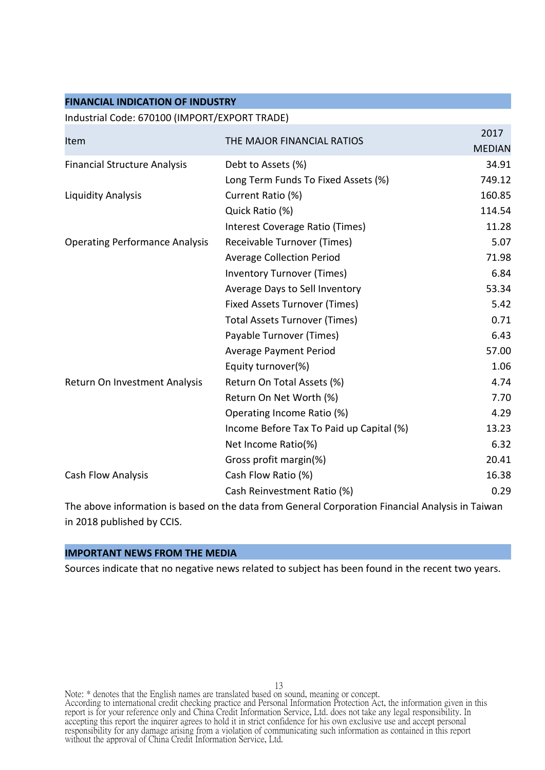## FINANCIAL INDICATION OF INDUSTRY

Industrial Code: 670100 (IMPORT/EXPORT TRADE)

| Item | THE MAJOR FINANCIAL RATIOS | 2017 MEDIAN |
|---|---|---|
| Financial Structure Analysis | Debt to Assets (%) | 34.91 |
| | Long Term Funds To Fixed Assets (%) | 749.12 |
| Liquidity Analysis | Current Ratio (%) | 160.85 |
| | Quick Ratio (%) | 114.54 |
| | Interest Coverage Ratio (Times) | 11.28 |
| Operating Performance Analysis | Receivable Turnover (Times) | 5.07 |
| | Average Collection Period | 71.98 |
| | Inventory Turnover (Times) | 6.84 |
| | Average Days to Sell Inventory | 53.34 |
| | Fixed Assets Turnover (Times) | 5.42 |
| | Total Assets Turnover (Times) | 0.71 |
| | Payable Turnover (Times) | 6.43 |
| | Average Payment Period | 57.00 |
| | Equity turnover(%) | 1.06 |
| Return On Investment Analysis | Return On Total Assets (%) | 4.74 |
| | Return On Net Worth (%) | 7.70 |
| | Operating Income Ratio (%) | 4.29 |
| | Income Before Tax To Paid up Capital (%) | 13.23 |
| | Net Income Ratio(%) | 6.32 |
| | Gross profit margin(%) | 20.41 |
| Cash Flow Analysis | Cash Flow Ratio (%) | 16.38 |
| | Cash Reinvestment Ratio (%) | 0.29 |

The above information is based on the data from General Corporation Financial Analysis in Taiwan in 2018 published by CCIS.

## IMPORTANT NEWS FROM THE MEDIA

Sources indicate that no negative news related to subject has been found in the recent two years.

Note: * denotes that the English names are translated based on sound, meaning or concept.
According to international credit checking practice and Personal Information Protection Act, the information given in this report is for your reference only and China Credit Information Service, Ltd. does not take any legal responsibility. In accepting this report the inquirer agrees to hold it in strict confidence for his own exclusive use and accept personal responsibility for any damage arising from a violation of communicating such information as contained in this report without the approval of China Credit Information Service, Ltd.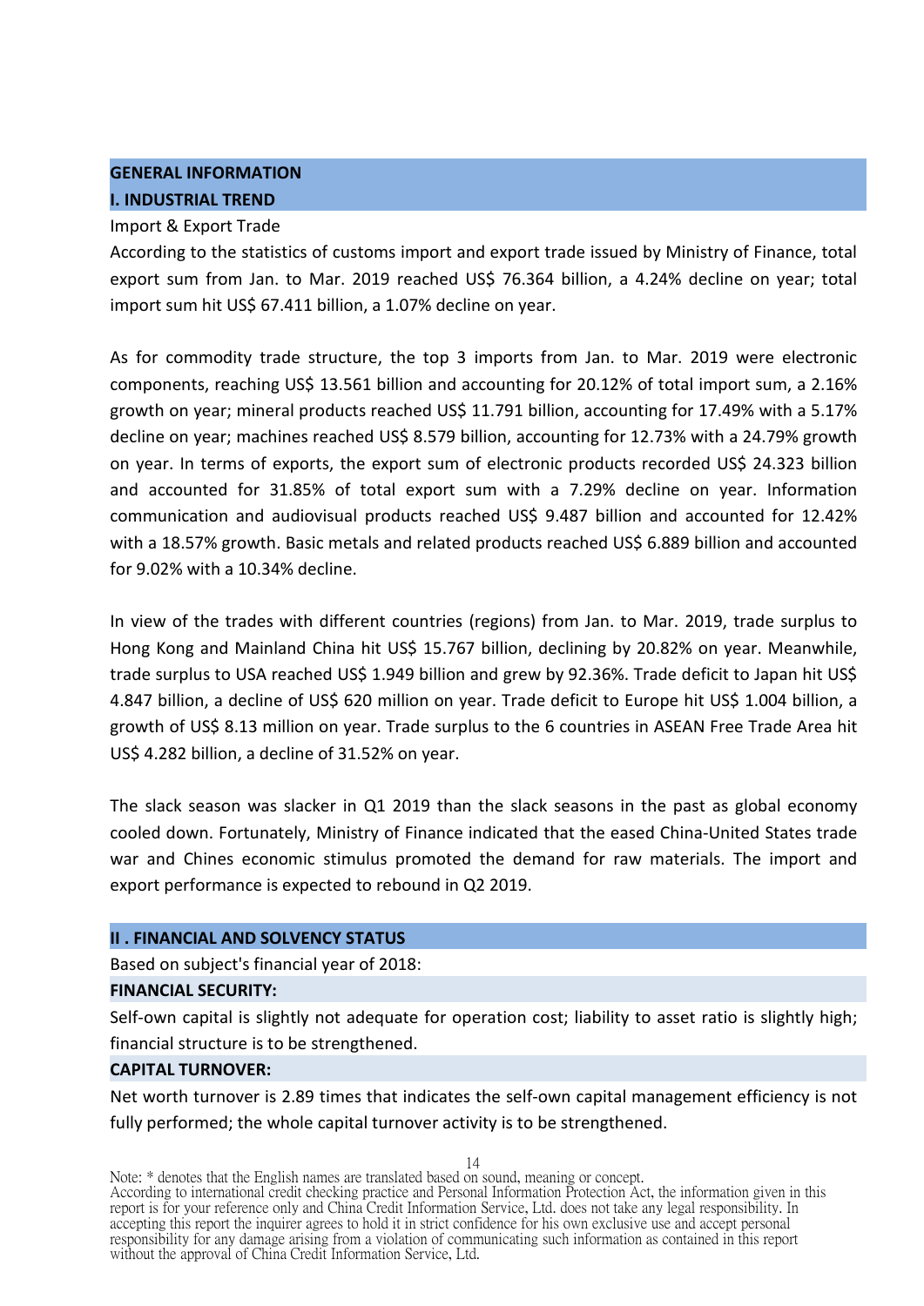## GENERAL INFORMATION

## I. INDUSTRIAL TREND

Import & Export Trade

According to the statistics of customs import and export trade issued by Ministry of Finance, total export sum from Jan. to Mar. 2019 reached US$ 76.364 billion, a 4.24% decline on year; total import sum hit US$ 67.411 billion, a 1.07% decline on year.

As for commodity trade structure, the top 3 imports from Jan. to Mar. 2019 were electronic components, reaching US$ 13.561 billion and accounting for 20.12% of total import sum, a 2.16% growth on year; mineral products reached US$ 11.791 billion, accounting for 17.49% with a 5.17% decline on year; machines reached US$ 8.579 billion, accounting for 12.73% with a 24.79% growth on year. In terms of exports, the export sum of electronic products recorded US$ 24.323 billion and accounted for 31.85% of total export sum with a 7.29% decline on year. Information communication and audiovisual products reached US$ 9.487 billion and accounted for 12.42% with a 18.57% growth. Basic metals and related products reached US$ 6.889 billion and accounted for 9.02% with a 10.34% decline.

In view of the trades with different countries (regions) from Jan. to Mar. 2019, trade surplus to Hong Kong and Mainland China hit US$ 15.767 billion, declining by 20.82% on year. Meanwhile, trade surplus to USA reached US$ 1.949 billion and grew by 92.36%. Trade deficit to Japan hit US$ 4.847 billion, a decline of US$ 620 million on year. Trade deficit to Europe hit US$ 1.004 billion, a growth of US$ 8.13 million on year. Trade surplus to the 6 countries in ASEAN Free Trade Area hit US$ 4.282 billion, a decline of 31.52% on year.

The slack season was slacker in Q1 2019 than the slack seasons in the past as global economy cooled down. Fortunately, Ministry of Finance indicated that the eased China-United States trade war and Chines economic stimulus promoted the demand for raw materials. The import and export performance is expected to rebound in Q2 2019.

## II . FINANCIAL AND SOLVENCY STATUS

Based on subject's financial year of 2018:

**FINANCIAL SECURITY:**

Self-own capital is slightly not adequate for operation cost; liability to asset ratio is slightly high; financial structure is to be strengthened.

**CAPITAL TURNOVER:**

Net worth turnover is 2.89 times that indicates the self-own capital management efficiency is not fully performed; the whole capital turnover activity is to be strengthened.

Note: * denotes that the English names are translated based on sound, meaning or concept.
According to international credit checking practice and Personal Information Protection Act, the information given in this report is for your reference only and China Credit Information Service, Ltd. does not take any legal responsibility. In accepting this report the inquirer agrees to hold it in strict confidence for his own exclusive use and accept personal responsibility for any damage arising from a violation of communicating such information as contained in this report without the approval of China Credit Information Service, Ltd.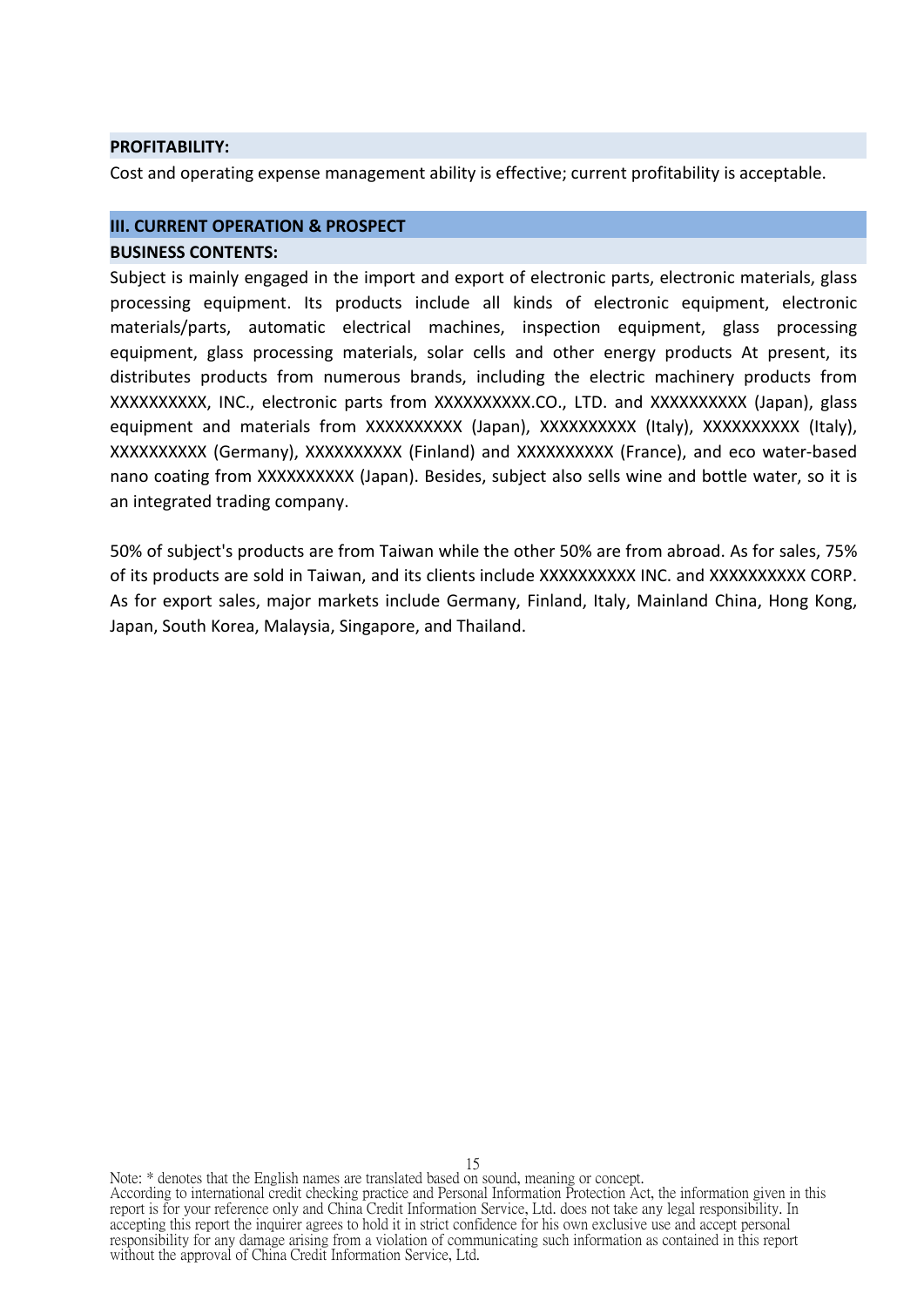**PROFITABILITY:**

Cost and operating expense management ability is effective; current profitability is acceptable.

## III. CURRENT OPERATION & PROSPECT

**BUSINESS CONTENTS:**

Subject is mainly engaged in the import and export of electronic parts, electronic materials, glass processing equipment. Its products include all kinds of electronic equipment, electronic materials/parts, automatic electrical machines, inspection equipment, glass processing equipment, glass processing materials, solar cells and other energy products At present, its distributes products from numerous brands, including the electric machinery products from XXXXXXXXXX, INC., electronic parts from XXXXXXXXXX.CO., LTD. and XXXXXXXXXX (Japan), glass equipment and materials from XXXXXXXXXX (Japan), XXXXXXXXXX (Italy), XXXXXXXXXX (Italy), XXXXXXXXXX (Germany), XXXXXXXXXX (Finland) and XXXXXXXXXX (France), and eco water-based nano coating from XXXXXXXXXX (Japan). Besides, subject also sells wine and bottle water, so it is an integrated trading company.

50% of subject's products are from Taiwan while the other 50% are from abroad. As for sales, 75% of its products are sold in Taiwan, and its clients include XXXXXXXXXX INC. and XXXXXXXXXX CORP. As for export sales, major markets include Germany, Finland, Italy, Mainland China, Hong Kong, Japan, South Korea, Malaysia, Singapore, and Thailand.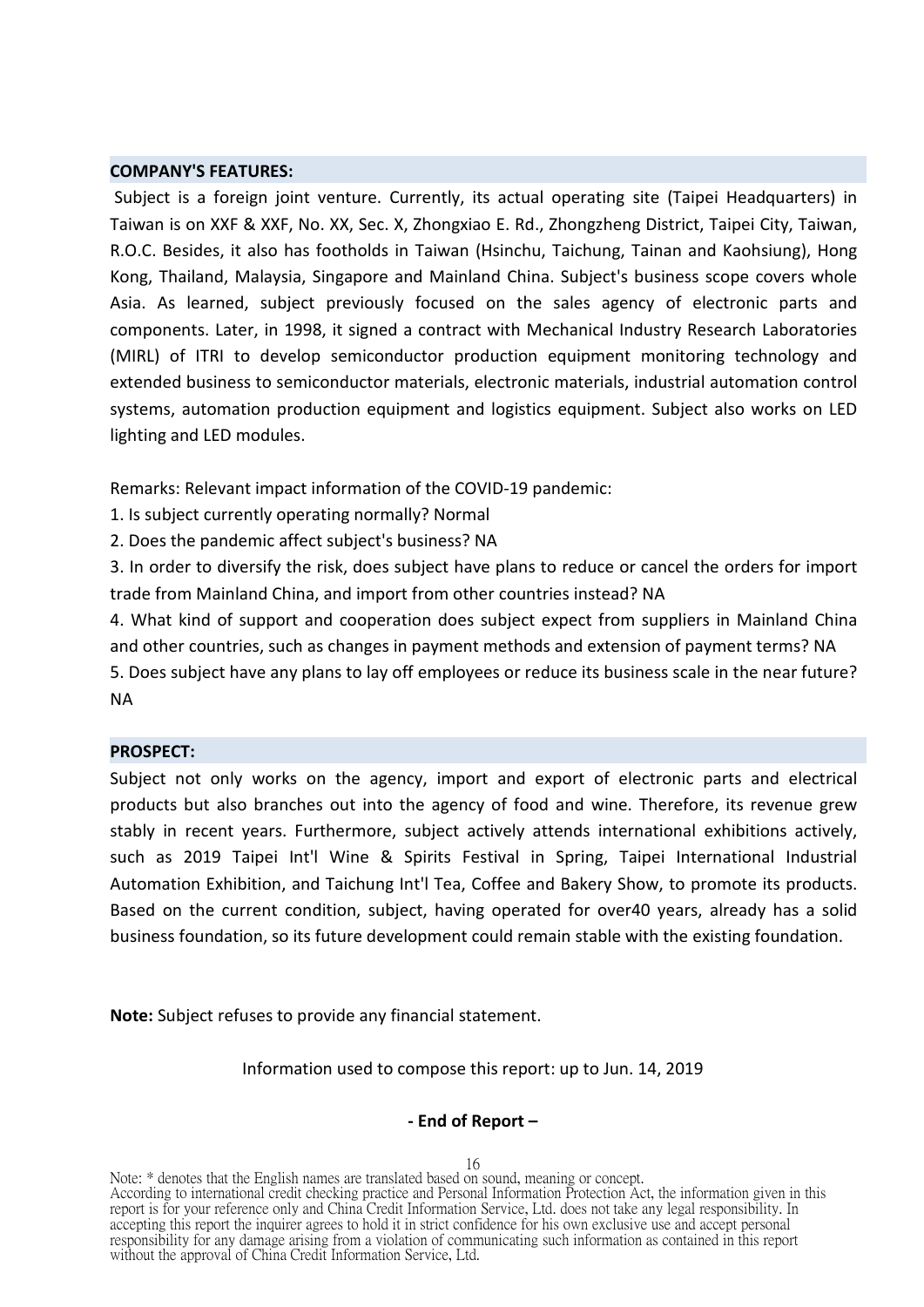**COMPANY'S FEATURES:**

Subject is a foreign joint venture. Currently, its actual operating site (Taipei Headquarters) in Taiwan is on XXF & XXF, No. XX, Sec. X, Zhongxiao E. Rd., Zhongzheng District, Taipei City, Taiwan, R.O.C. Besides, it also has footholds in Taiwan (Hsinchu, Taichung, Tainan and Kaohsiung), Hong Kong, Thailand, Malaysia, Singapore and Mainland China. Subject's business scope covers whole Asia. As learned, subject previously focused on the sales agency of electronic parts and components. Later, in 1998, it signed a contract with Mechanical Industry Research Laboratories (MIRL) of ITRI to develop semiconductor production equipment monitoring technology and extended business to semiconductor materials, electronic materials, industrial automation control systems, automation production equipment and logistics equipment. Subject also works on LED lighting and LED modules.

Remarks: Relevant impact information of the COVID-19 pandemic:

1. Is subject currently operating normally? Normal
2. Does the pandemic affect subject's business? NA
3. In order to diversify the risk, does subject have plans to reduce or cancel the orders for import trade from Mainland China, and import from other countries instead? NA
4. What kind of support and cooperation does subject expect from suppliers in Mainland China and other countries, such as changes in payment methods and extension of payment terms? NA
5. Does subject have any plans to lay off employees or reduce its business scale in the near future? NA

**PROSPECT:**

Subject not only works on the agency, import and export of electronic parts and electrical products but also branches out into the agency of food and wine. Therefore, its revenue grew stably in recent years. Furthermore, subject actively attends international exhibitions actively, such as 2019 Taipei Int'l Wine & Spirits Festival in Spring, Taipei International Industrial Automation Exhibition, and Taichung Int'l Tea, Coffee and Bakery Show, to promote its products. Based on the current condition, subject, having operated for over40 years, already has a solid business foundation, so its future development could remain stable with the existing foundation.

**Note:** Subject refuses to provide any financial statement.

Information used to compose this report: up to Jun. 14, 2019

**- End of Report –**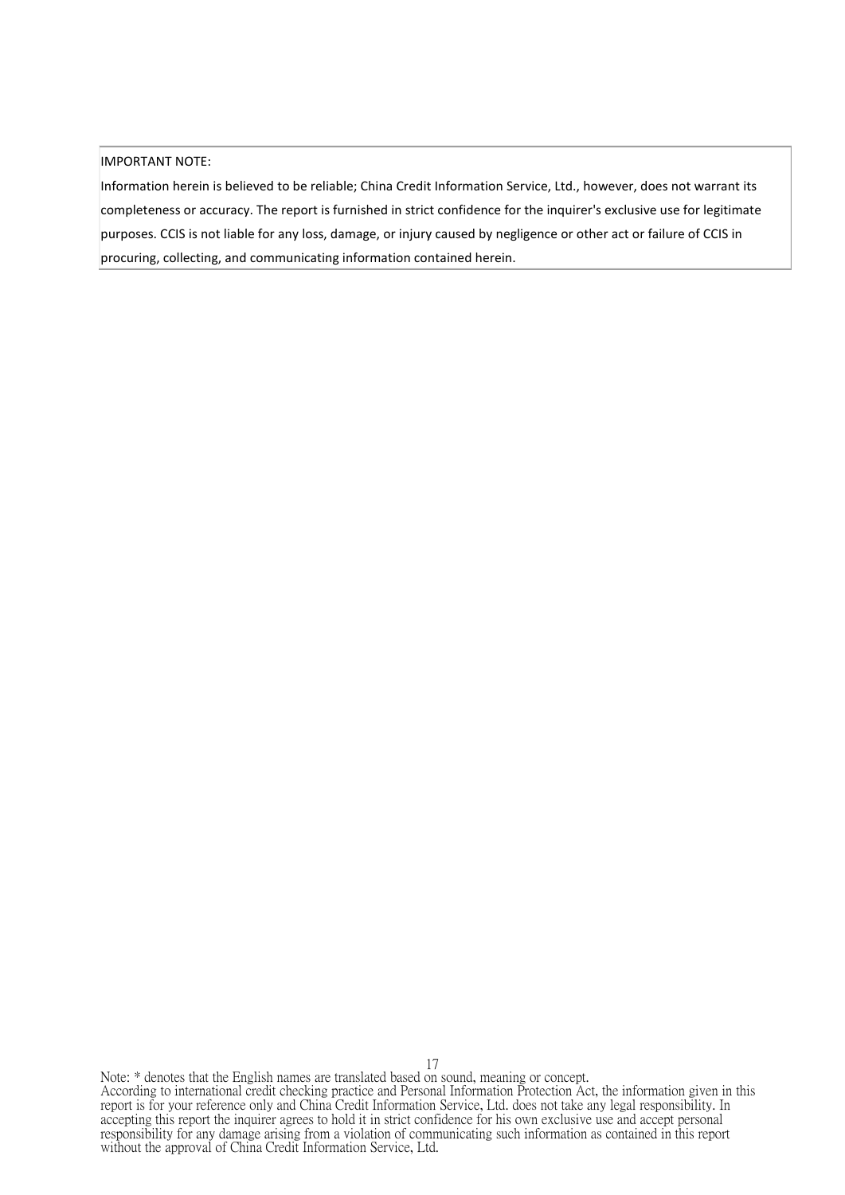IMPORTANT NOTE:

Information herein is believed to be reliable; China Credit Information Service, Ltd., however, does not warrant its completeness or accuracy. The report is furnished in strict confidence for the inquirer's exclusive use for legitimate purposes. CCIS is not liable for any loss, damage, or injury caused by negligence or other act or failure of CCIS in procuring, collecting, and communicating information contained herein.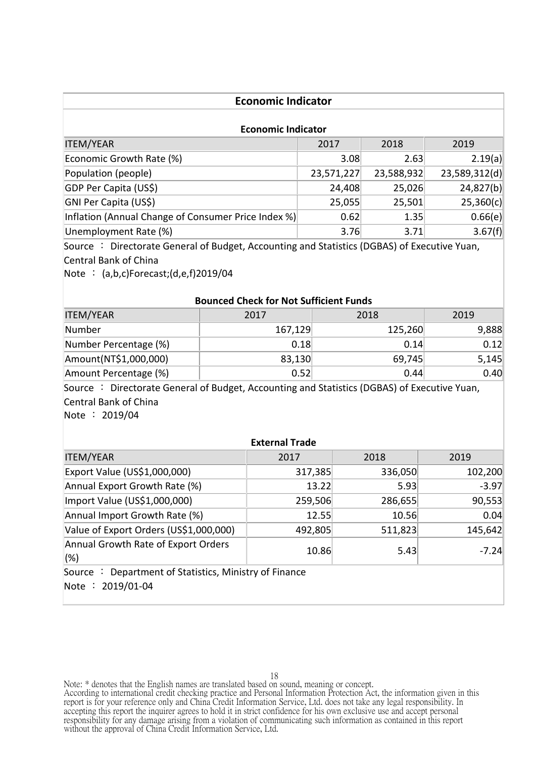## Economic Indicator

### Economic Indicator

| ITEM/YEAR | 2017 | 2018 | 2019 |
|---|---|---|---|
| Economic Growth Rate (%) | 3.08 | 2.63 | 2.19(a) |
| Population (people) | 23,571,227 | 23,588,932 | 23,589,312(d) |
| GDP Per Capita (US$) | 24,408 | 25,026 | 24,827(b) |
| GNI Per Capita (US$) | 25,055 | 25,501 | 25,360(c) |
| Inflation (Annual Change of Consumer Price Index %) | 0.62 | 1.35 | 0.66(e) |
| Unemployment Rate (%) | 3.76 | 3.71 | 3.67(f) |

Source ： Directorate General of Budget, Accounting and Statistics (DGBAS) of Executive Yuan, Central Bank of China

Note ： (a,b,c)Forecast;(d,e,f)2019/04

### Bounced Check for Not Sufficient Funds

| ITEM/YEAR | 2017 | 2018 | 2019 |
|---|---|---|---|
| Number | 167,129 | 125,260 | 9,888 |
| Number Percentage (%) | 0.18 | 0.14 | 0.12 |
| Amount(NT$1,000,000) | 83,130 | 69,745 | 5,145 |
| Amount Percentage (%) | 0.52 | 0.44 | 0.40 |

Source ： Directorate General of Budget, Accounting and Statistics (DGBAS) of Executive Yuan, Central Bank of China

Note ： 2019/04

### External Trade

| ITEM/YEAR | 2017 | 2018 | 2019 |
|---|---|---|---|
| Export Value (US$1,000,000) | 317,385 | 336,050 | 102,200 |
| Annual Export Growth Rate (%) | 13.22 | 5.93 | -3.97 |
| Import Value (US$1,000,000) | 259,506 | 286,655 | 90,553 |
| Annual Import Growth Rate (%) | 12.55 | 10.56 | 0.04 |
| Value of Export Orders (US$1,000,000) | 492,805 | 511,823 | 145,642 |
| Annual Growth Rate of Export Orders (%) | 10.86 | 5.43 | -7.24 |

Source ： Department of Statistics, Ministry of Finance

Note ： 2019/01-04

Note: * denotes that the English names are translated based on sound, meaning or concept.
According to international credit checking practice and Personal Information Protection Act, the information given in this report is for your reference only and China Credit Information Service, Ltd. does not take any legal responsibility. In accepting this report the inquirer agrees to hold it in strict confidence for his own exclusive use and accept personal responsibility for any damage arising from a violation of communicating such information as contained in this report without the approval of China Credit Information Service, Ltd.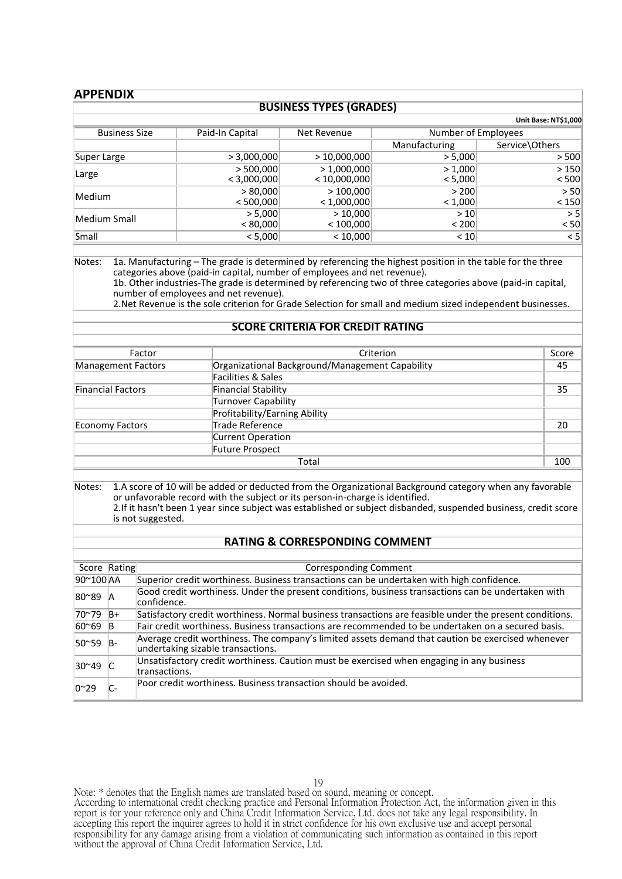# APPENDIX

## BUSINESS TYPES (GRADES)

**Unit Base: NT$1,000**

| Business Size | Paid-In Capital | Net Revenue | Number of Employees | |
|---|---|---|---|---|
| | | | Manufacturing | Service\Others |
| Super Large | > 3,000,000 | > 10,000,000 | > 5,000 | > 500 |
| Large | > 500,000<br>< 3,000,000 | > 1,000,000<br>< 10,000,000 | > 1,000<br>< 5,000 | > 150<br>< 500 |
| Medium | > 80,000<br>< 500,000 | > 100,000<br>< 1,000,000 | > 200<br>< 1,000 | > 50<br>< 150 |
| Medium Small | > 5,000<br>< 80,000 | > 10,000<br>< 100,000 | > 10<br>< 200 | > 5<br>< 50 |
| Small | < 5,000 | < 10,000 | < 10 | < 5 |

Notes:
1a. Manufacturing – The grade is determined by referencing the highest position in the table for the three categories above (paid-in capital, number of employees and net revenue).
1b. Other industries-The grade is determined by referencing two of three categories above (paid-in capital, number of employees and net revenue).
2.Net Revenue is the sole criterion for Grade Selection for small and medium sized independent businesses.

## SCORE CRITERIA FOR CREDIT RATING

| Factor | Criterion | Score |
|---|---|---|
| Management Factors | Organizational Background/Management Capability | 45 |
| | Facilities & Sales | |
| Financial Factors | Financial Stability | 35 |
| | Turnover Capability | |
| | Profitability/Earning Ability | |
| Economy Factors | Trade Reference | 20 |
| | Current Operation | |
| | Future Prospect | |
| | Total | 100 |

Notes:
1.A score of 10 will be added or deducted from the Organizational Background category when any favorable or unfavorable record with the subject or its person-in-charge is identified.
2.If it hasn't been 1 year since subject was established or subject disbanded, suspended business, credit score is not suggested.

## RATING & CORRESPONDING COMMENT

| Score | Rating | Corresponding Comment |
|---|---|---|
| 90~100 | AA | Superior credit worthiness. Business transactions can be undertaken with high confidence. |
| 80~89 | A | Good credit worthiness. Under the present conditions, business transactions can be undertaken with confidence. |
| 70~79 | B+ | Satisfactory credit worthiness. Normal business transactions are feasible under the present conditions. |
| 60~69 | B | Fair credit worthiness. Business transactions are recommended to be undertaken on a secured basis. |
| 50~59 | B- | Average credit worthiness. The company's limited assets demand that caution be exercised whenever undertaking sizable transactions. |
| 30~49 | C | Unsatisfactory credit worthiness. Caution must be exercised when engaging in any business transactions. |
| 0~29 | C- | Poor credit worthiness. Business transaction should be avoided. |

Note: * denotes that the English names are translated based on sound, meaning or concept.
According to international credit checking practice and Personal Information Protection Act, the information given in this report is for your reference only and China Credit Information Service, Ltd. does not take any legal responsibility. In accepting this report the inquirer agrees to hold it in strict confidence for his own exclusive use and accept personal responsibility for any damage arising from a violation of communicating such information as contained in this report without the approval of China Credit Information Service, Ltd.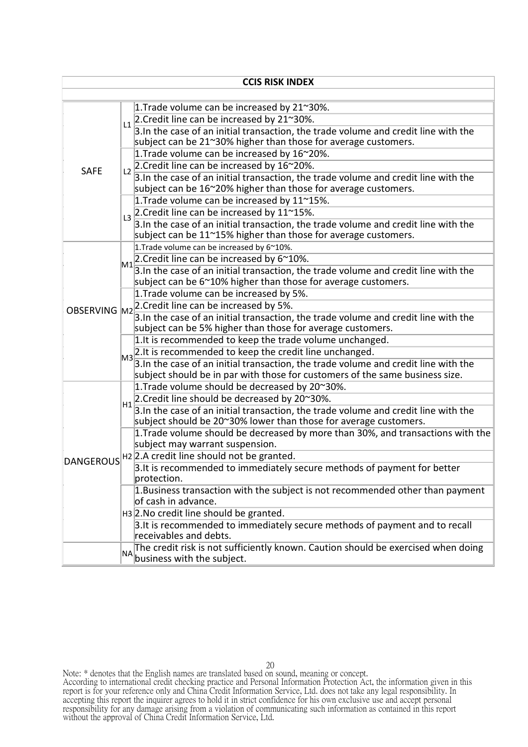| CCIS RISK INDEX | | |
|---|---|---|
| SAFE | L1 | 1.Trade volume can be increased by 21~30%. |
| | | 2.Credit line can be increased by 21~30%. |
| | | 3.In the case of an initial transaction, the trade volume and credit line with the subject can be 21~30% higher than those for average customers. |
| | L2 | 1.Trade volume can be increased by 16~20%. |
| | | 2.Credit line can be increased by 16~20%. |
| | | 3.In the case of an initial transaction, the trade volume and credit line with the subject can be 16~20% higher than those for average customers. |
| | L3 | 1.Trade volume can be increased by 11~15%. |
| | | 2.Credit line can be increased by 11~15%. |
| | | 3.In the case of an initial transaction, the trade volume and credit line with the subject can be 11~15% higher than those for average customers. |
| OBSERVING | M1 | 1.Trade volume can be increased by 6~10%. |
| | | 2.Credit line can be increased by 6~10%. |
| | | 3.In the case of an initial transaction, the trade volume and credit line with the subject can be 6~10% higher than those for average customers. |
| | M2 | 1.Trade volume can be increased by 5%. |
| | | 2.Credit line can be increased by 5%. |
| | | 3.In the case of an initial transaction, the trade volume and credit line with the subject can be 5% higher than those for average customers. |
| | M3 | 1.It is recommended to keep the trade volume unchanged. |
| | | 2.It is recommended to keep the credit line unchanged. |
| | | 3.In the case of an initial transaction, the trade volume and credit line with the subject should be in par with those for customers of the same business size. |
| DANGEROUS | H1 | 1.Trade volume should be decreased by 20~30%. |
| | | 2.Credit line should be decreased by 20~30%. |
| | | 3.In the case of an initial transaction, the trade volume and credit line with the subject should be 20~30% lower than those for average customers. |
| | H2 | 1.Trade volume should be decreased by more than 30%, and transactions with the subject may warrant suspension. |
| | | 2.A credit line should not be granted. |
| | | 3.It is recommended to immediately secure methods of payment for better protection. |
| | H3 | 1.Business transaction with the subject is not recommended other than payment of cash in advance. |
| | | 2.No credit line should be granted. |
| | | 3.It is recommended to immediately secure methods of payment and to recall receivables and debts. |
| | NA | The credit risk is not sufficiently known. Caution should be exercised when doing business with the subject. |

Note: * denotes that the English names are translated based on sound, meaning or concept.
According to international credit checking practice and Personal Information Protection Act, the information given in this report is for your reference only and China Credit Information Service, Ltd. does not take any legal responsibility. In accepting this report the inquirer agrees to hold it in strict confidence for his own exclusive use and accept personal responsibility for any damage arising from a violation of communicating such information as contained in this report without the approval of China Credit Information Service, Ltd.